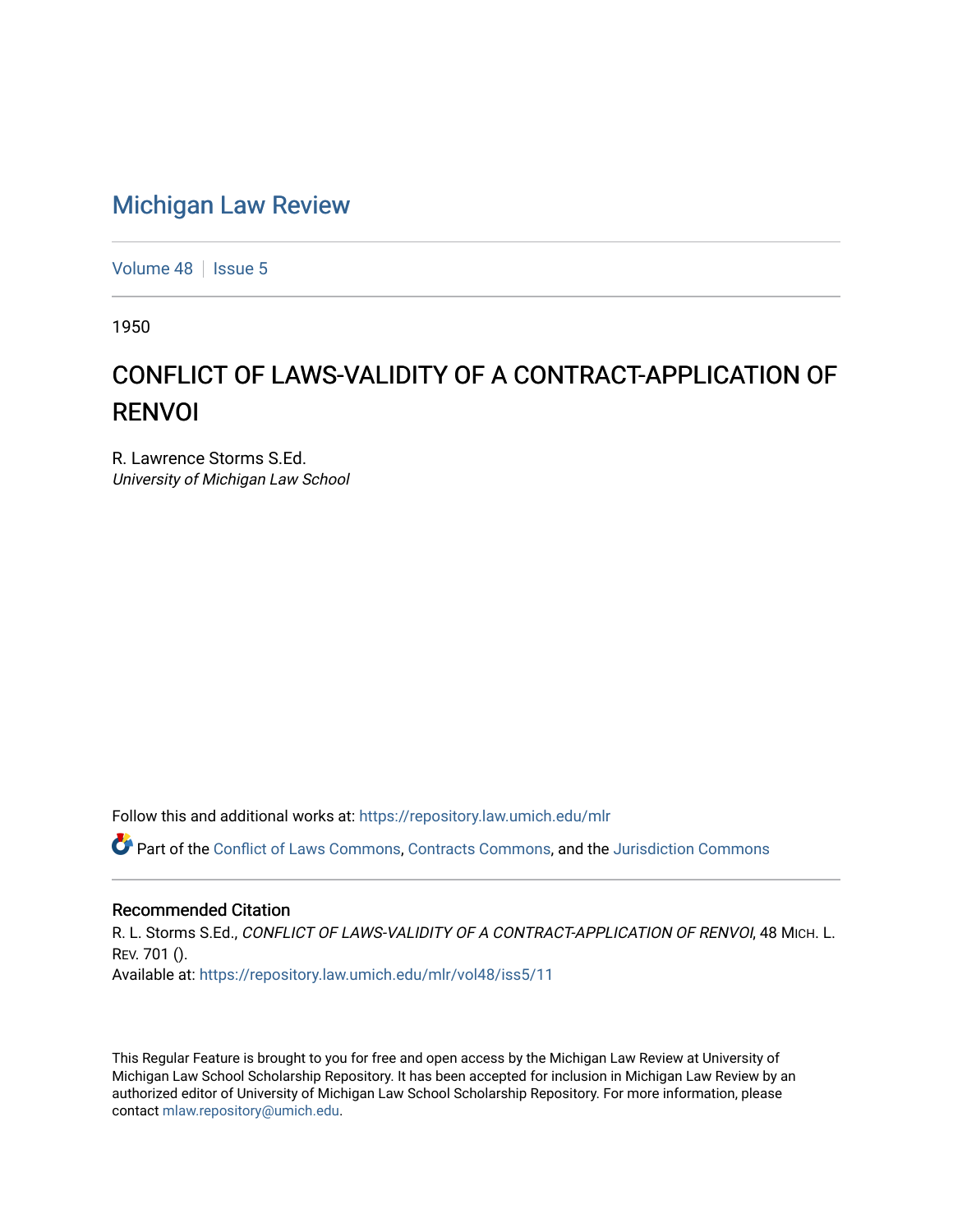# Michigan Law Review

Volume 48 | Issue 5

1950

## CONFLICT OF LAWS-VALIDITY OF A CONTRACT-APPLICATION OF RENVOI

R. Lawrence Storms S.Ed.
*University of Michigan Law School*

Follow this and additional works at: https://repository.law.umich.edu/mlr

Part of the Conflict of Laws Commons, Contracts Commons, and the Jurisdiction Commons

### Recommended Citation

R. L. Storms S.Ed., *CONFLICT OF LAWS-VALIDITY OF A CONTRACT-APPLICATION OF RENVOI*, 48 MICH. L. REV. 701 ().
Available at: https://repository.law.umich.edu/mlr/vol48/iss5/11

This Regular Feature is brought to you for free and open access by the Michigan Law Review at University of Michigan Law School Scholarship Repository. It has been accepted for inclusion in Michigan Law Review by an authorized editor of University of Michigan Law School Scholarship Repository. For more information, please contact mlaw.repository@umich.edu.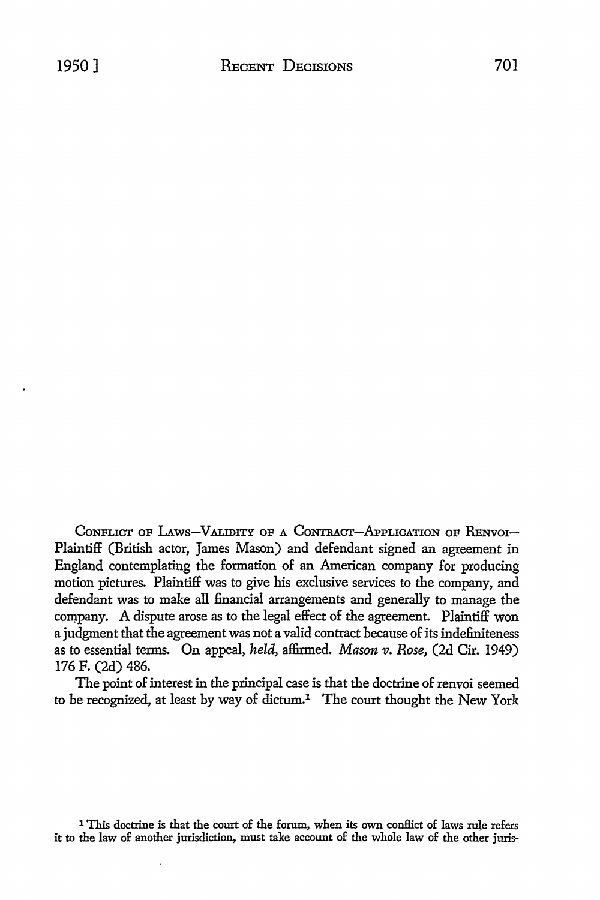Conflict of Laws—Validity of a Contract—Application of Renvoi—Plaintiff (British actor, James Mason) and defendant signed an agreement in England contemplating the formation of an American company for producing motion pictures. Plaintiff was to give his exclusive services to the company, and defendant was to make all financial arrangements and generally to manage the company. A dispute arose as to the legal effect of the agreement. Plaintiff won a judgment that the agreement was not a valid contract because of its indefiniteness as to essential terms. On appeal, *held*, affirmed. *Mason v. Rose*, (2d Cir. 1949) 176 F. (2d) 486.

The point of interest in the principal case is that the doctrine of renvoi seemed to be recognized, at least by way of dictum.[1] The court thought the New York

[1] This doctrine is that the court of the forum, when its own conflict of laws rule refers it to the law of another jurisdiction, must take account of the whole law of the other juris-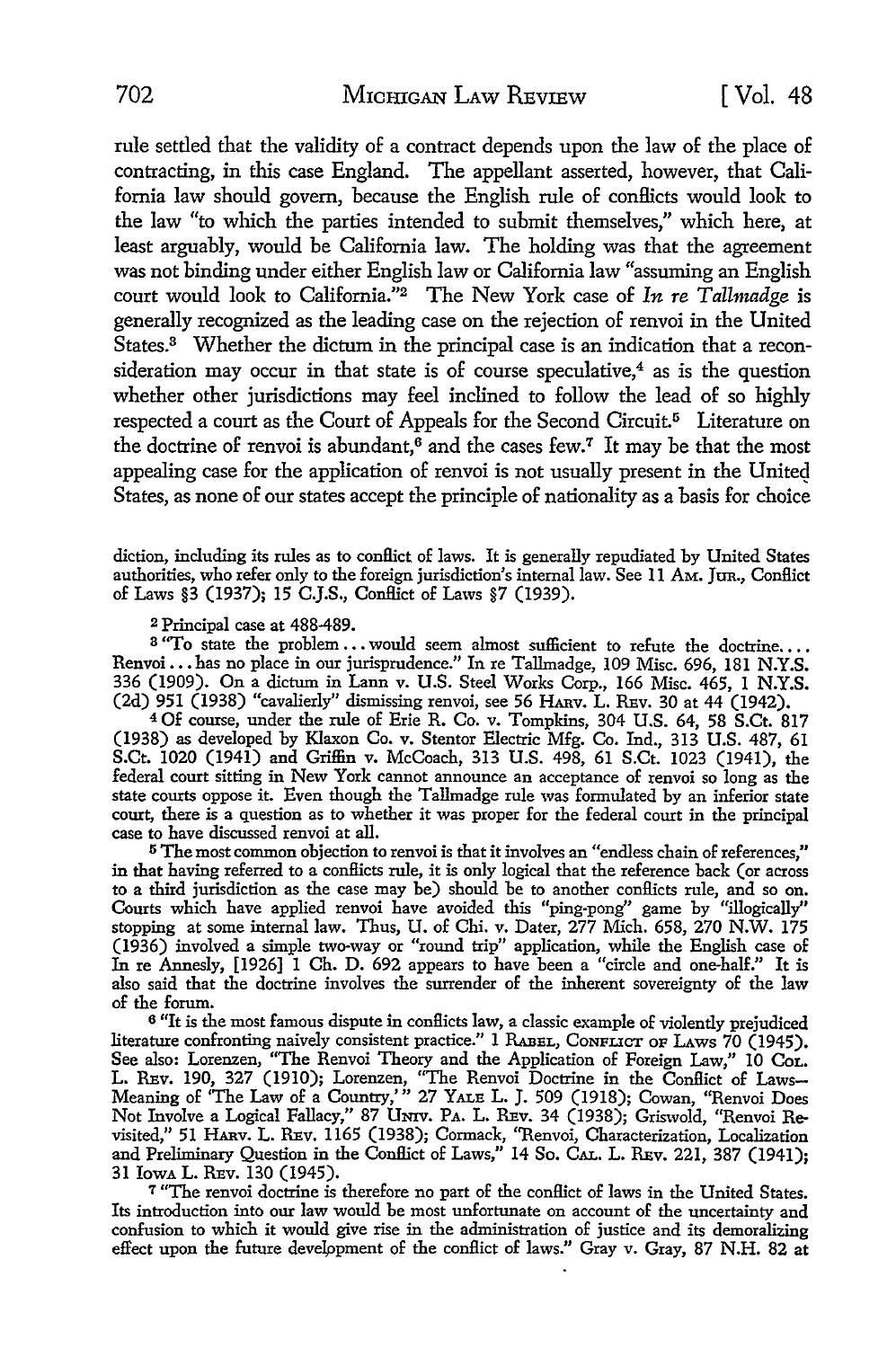rule settled that the validity of a contract depends upon the law of the place of contracting, in this case England. The appellant asserted, however, that California law should govern, because the English rule of conflicts would look to the law "to which the parties intended to submit themselves," which here, at least arguably, would be California law. The holding was that the agreement was not binding under either English law or California law "assuming an English court would look to California."[2] The New York case of *In re Tallmadge* is generally recognized as the leading case on the rejection of renvoi in the United States.[3] Whether the dictum in the principal case is an indication that a reconsideration may occur in that state is of course speculative,[4] as is the question whether other jurisdictions may feel inclined to follow the lead of so highly respected a court as the Court of Appeals for the Second Circuit.[5] Literature on the doctrine of renvoi is abundant,[6] and the cases few.[7] It may be that the most appealing case for the application of renvoi is not usually present in the United States, as none of our states accept the principle of nationality as a basis for choice

diction, including its rules as to conflict of laws. It is generally repudiated by United States authorities, who refer only to the foreign jurisdiction's internal law. See 11 AM. JUR., Conflict of Laws §3 (1937); 15 C.J.S., Conflict of Laws §7 (1939).

[2] Principal case at 488-489.

[3] "To state the problem . . . would seem almost sufficient to refute the doctrine. . . . Renvoi . . . has no place in our jurisprudence." In re Tallmadge, 109 Misc. 696, 181 N.Y.S. 336 (1909). On a dictum in Lann v. U.S. Steel Works Corp., 166 Misc. 465, 1 N.Y.S. (2d) 951 (1938) "cavalierly" dismissing renvoi, see 56 HARV. L. REV. 30 at 44 (1942).

[4] Of course, under the rule of Erie R. Co. v. Tompkins, 304 U.S. 64, 58 S.Ct. 817 (1938) as developed by Klaxon Co. v. Stentor Electric Mfg. Co. Ind., 313 U.S. 487, 61 S.Ct. 1020 (1941) and Griffin v. McCoach, 313 U.S. 498, 61 S.Ct. 1023 (1941), the federal court sitting in New York cannot announce an acceptance of renvoi so long as the state courts oppose it. Even though the Tallmadge rule was formulated by an inferior state court, there is a question as to whether it was proper for the federal court in the principal case to have discussed renvoi at all.

[5] The most common objection to renvoi is that it involves an "endless chain of references," in that having referred to a conflicts rule, it is only logical that the reference back (or across to a third jurisdiction as the case may be) should be to another conflicts rule, and so on. Courts which have applied renvoi have avoided this "ping-pong" game by "illogically" stopping at some internal law. Thus, U. of Chi. v. Dater, 277 Mich. 658, 270 N.W. 175 (1936) involved a simple two-way or "round trip" application, while the English case of In re Annesly, [1926] 1 Ch. D. 692 appears to have been a "circle and one-half." It is also said that the doctrine involves the surrender of the inherent sovereignty of the law of the forum.

[6] "It is the most famous dispute in conflicts law, a classic example of violently prejudiced literature confronting naively consistent practice." 1 RABEL, CONFLICT OF LAWS 70 (1945). See also: Lorenzen, "The Renvoi Theory and the Application of Foreign Law," 10 COL. L. REV. 190, 327 (1910); Lorenzen, "The Renvoi Doctrine in the Conflict of Laws—Meaning of 'The Law of a Country,'" 27 YALE L. J. 509 (1918); Cowan, "Renvoi Does Not Involve a Logical Fallacy," 87 UNIV. PA. L. REV. 34 (1938); Griswold, "Renvoi Revisited," 51 HARV. L. REV. 1165 (1938); Cormack, "Renvoi, Characterization, Localization and Preliminary Question in the Conflict of Laws," 14 So. CAL. L. REV. 221, 387 (1941); 31 IOWA L. REV. 130 (1945).

[7] "The renvoi doctrine is therefore no part of the conflict of laws in the United States. Its introduction into our law would be most unfortunate on account of the uncertainty and confusion to which it would give rise in the administration of justice and its demoralizing effect upon the future development of the conflict of laws." Gray v. Gray, 87 N.H. 82 at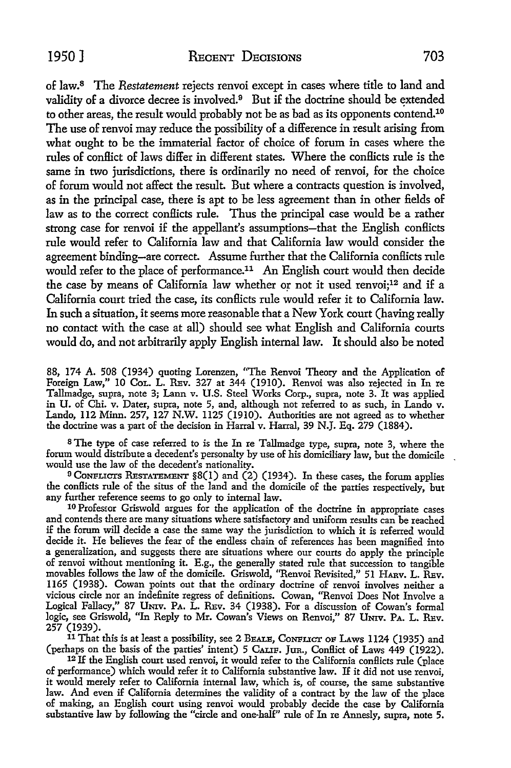of law.[8] The *Restatement* rejects renvoi except in cases where title to land and validity of a divorce decree is involved.[9] But if the doctrine should be extended to other areas, the result would probably not be as bad as its opponents contend.[10] The use of renvoi may reduce the possibility of a difference in result arising from what ought to be the immaterial factor of choice of forum in cases where the rules of conflict of laws differ in different states. Where the conflicts rule is the same in two jurisdictions, there is ordinarily no need of renvoi, for the choice of forum would not affect the result. But where a contracts question is involved, as in the principal case, there is apt to be less agreement than in other fields of law as to the correct conflicts rule. Thus the principal case would be a rather strong case for renvoi if the appellant's assumptions—that the English conflicts rule would refer to California law and that California law would consider the agreement binding—are correct. Assume further that the California conflicts rule would refer to the place of performance.[11] An English court would then decide the case by means of California law whether or not it used renvoi;[12] and if a California court tried the case, its conflicts rule would refer it to California law. In such a situation, it seems more reasonable that a New York court (having really no contact with the case at all) should see what English and California courts would do, and not arbitrarily apply English internal law. It should also be noted

88, 174 A. 508 (1934) quoting Lorenzen, "The Renvoi Theory and the Application of Foreign Law," 10 Col. L. Rev. 327 at 344 (1910). Renvoi was also rejected in In re Tallmadge, supra, note 3; Lann v. U.S. Steel Works Corp., supra, note 3. It was applied in U. of Chi. v. Dater, supra, note 5, and, although not referred to as such, in Lando v. Lando, 112 Minn. 257, 127 N.W. 1125 (1910). Authorities are not agreed as to whether the doctrine was a part of the decision in Harral v. Harral, 39 N.J. Eq. 279 (1884).

[8] The type of case referred to is the In re Tallmadge type, supra, note 3, where the forum would distribute a decedent's personalty by use of his domiciliary law, but the domicile would use the law of the decedent's nationality.

[9] Conflicts Restatement §8(1) and (2) (1934). In these cases, the forum applies the conflicts rule of the situs of the land and the domicile of the parties respectively, but any further reference seems to go only to internal law.

[10] Professor Griswold argues for the application of the doctrine in appropriate cases and contends there are many situations where satisfactory and uniform results can be reached if the forum will decide a case the same way the jurisdiction to which it is referred would decide it. He believes the fear of the endless chain of references has been magnified into a generalization, and suggests there are situations where our courts do apply the principle of renvoi without mentioning it. E.g., the generally stated rule that succession to tangible movables follows the law of the domicile. Griswold, "Renvoi Revisited," 51 Harv. L. Rev. 1165 (1938). Cowan points out that the ordinary doctrine of renvoi involves neither a vicious circle nor an indefinite regress of definitions. Cowan, "Renvoi Does Not Involve a Logical Fallacy," 87 Univ. Pa. L. Rev. 34 (1938). For a discussion of Cowan's formal logic, see Griswold, "In Reply to Mr. Cowan's Views on Renvoi," 87 Univ. Pa. L. Rev. 257 (1939).

[11] That this is at least a possibility, see 2 Beale, Conflict of Laws 1124 (1935) and (perhaps on the basis of the parties' intent) 5 Calif. Jur., Conflict of Laws 449 (1922).

[12] If the English court used renvoi, it would refer to the California conflicts rule (place of performance) which would refer it to California substantive law. If it did not use renvoi, it would merely refer to California internal law, which is, of course, the same substantive law. And even if California determines the validity of a contract by the law of the place of making, an English court using renvoi would probably decide the case by California substantive law by following the "circle and one-half" rule of In re Annesly, supra, note 5.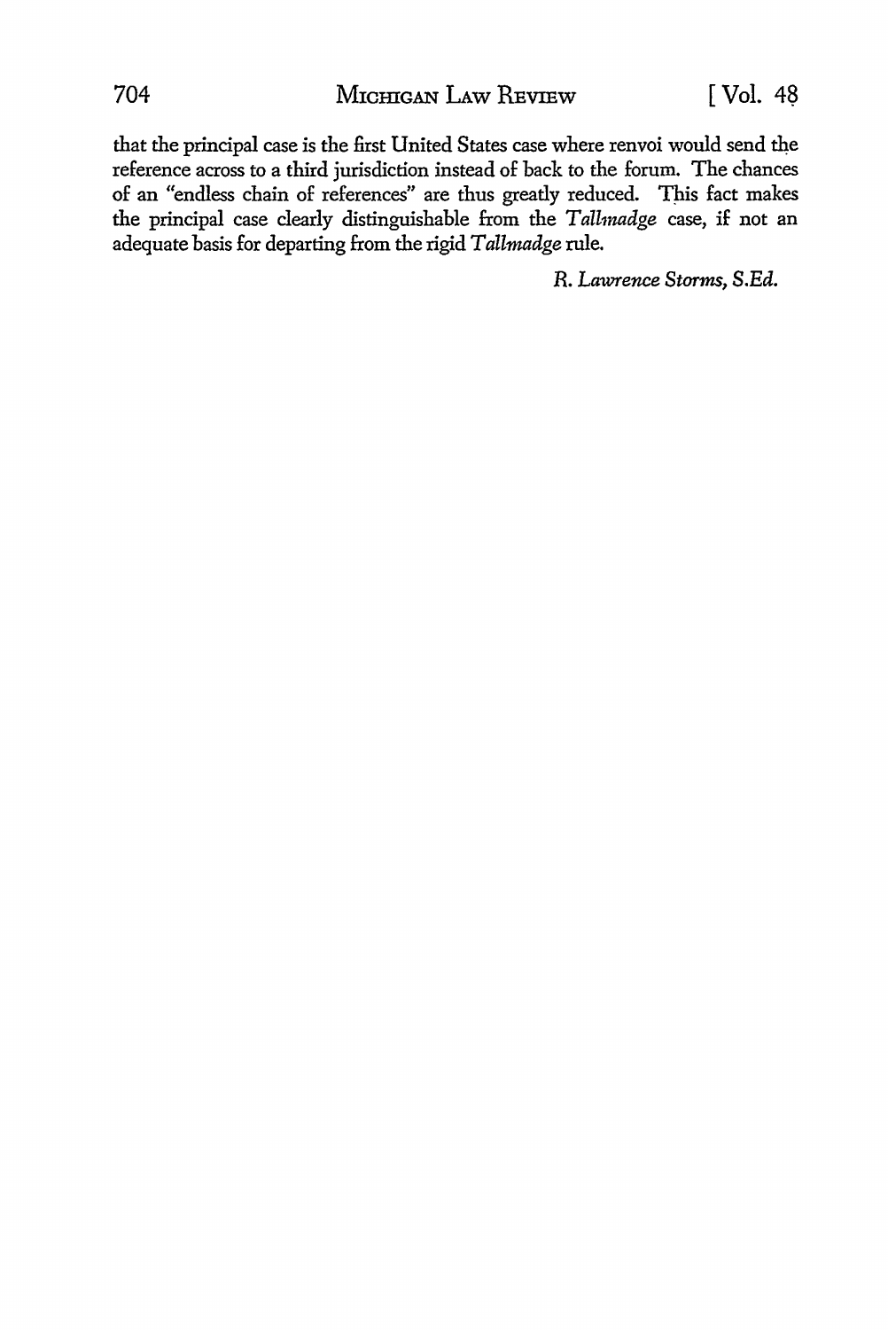that the principal case is the first United States case where renvoi would send the reference across to a third jurisdiction instead of back to the forum. The chances of an "endless chain of references" are thus greatly reduced. This fact makes the principal case clearly distinguishable from the *Tallmadge* case, if not an adequate basis for departing from the rigid *Tallmadge* rule.

*R. Lawrence Storms, S.Ed.*